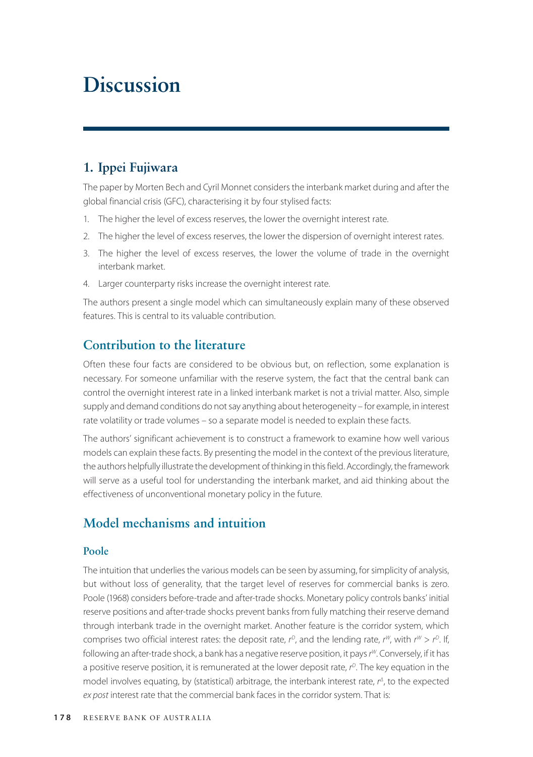# Discussion

## 1. Ippei Fujiwara

The paper by Morten Bech and Cyril Monnet considers the interbank market during and after the global financial crisis (GFC), characterising it by four stylised facts:

1. The higher the level of excess reserves, the lower the overnight interest rate.
2. The higher the level of excess reserves, the lower the dispersion of overnight interest rates.
3. The higher the level of excess reserves, the lower the volume of trade in the overnight interbank market.
4. Larger counterparty risks increase the overnight interest rate.

The authors present a single model which can simultaneously explain many of these observed features. This is central to its valuable contribution.

## Contribution to the literature

Often these four facts are considered to be obvious but, on reflection, some explanation is necessary. For someone unfamiliar with the reserve system, the fact that the central bank can control the overnight interest rate in a linked interbank market is not a trivial matter. Also, simple supply and demand conditions do not say anything about heterogeneity – for example, in interest rate volatility or trade volumes – so a separate model is needed to explain these facts.

The authors' significant achievement is to construct a framework to examine how well various models can explain these facts. By presenting the model in the context of the previous literature, the authors helpfully illustrate the development of thinking in this field. Accordingly, the framework will serve as a useful tool for understanding the interbank market, and aid thinking about the effectiveness of unconventional monetary policy in the future.

## Model mechanisms and intuition

### Poole

The intuition that underlies the various models can be seen by assuming, for simplicity of analysis, but without loss of generality, that the target level of reserves for commercial banks is zero. Poole (1968) considers before-trade and after-trade shocks. Monetary policy controls banks' initial reserve positions and after-trade shocks prevent banks from fully matching their reserve demand through interbank trade in the overnight market. Another feature is the corridor system, which comprises two official interest rates: the deposit rate, $r^D$, and the lending rate, $r^W$, with $r^W > r^D$. If, following an after-trade shock, a bank has a negative reserve position, it pays $r^W$. Conversely, if it has a positive reserve position, it is remunerated at the lower deposit rate, $r^D$. The key equation in the model involves equating, by (statistical) arbitrage, the interbank interest rate, $r^{\Delta}$, to the expected *ex post* interest rate that the commercial bank faces in the corridor system. That is: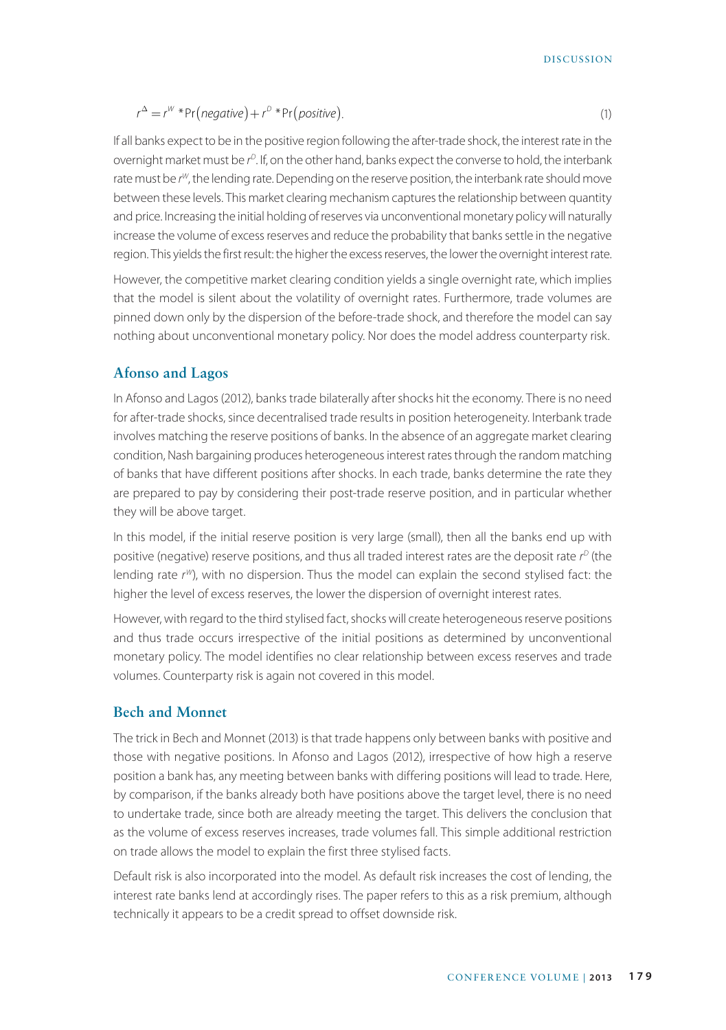$$r^{\Delta} = r^{W} * \Pr(negative) + r^{D} * \Pr(positive). \tag{1}$$

If all banks expect to be in the positive region following the after-trade shock, the interest rate in the overnight market must be $r^D$. If, on the other hand, banks expect the converse to hold, the interbank rate must be $r^W$, the lending rate. Depending on the reserve position, the interbank rate should move between these levels. This market clearing mechanism captures the relationship between quantity and price. Increasing the initial holding of reserves via unconventional monetary policy will naturally increase the volume of excess reserves and reduce the probability that banks settle in the negative region. This yields the first result: the higher the excess reserves, the lower the overnight interest rate.

However, the competitive market clearing condition yields a single overnight rate, which implies that the model is silent about the volatility of overnight rates. Furthermore, trade volumes are pinned down only by the dispersion of the before-trade shock, and therefore the model can say nothing about unconventional monetary policy. Nor does the model address counterparty risk.

## Afonso and Lagos

In Afonso and Lagos (2012), banks trade bilaterally after shocks hit the economy. There is no need for after-trade shocks, since decentralised trade results in position heterogeneity. Interbank trade involves matching the reserve positions of banks. In the absence of an aggregate market clearing condition, Nash bargaining produces heterogeneous interest rates through the random matching of banks that have different positions after shocks. In each trade, banks determine the rate they are prepared to pay by considering their post-trade reserve position, and in particular whether they will be above target.

In this model, if the initial reserve position is very large (small), then all the banks end up with positive (negative) reserve positions, and thus all traded interest rates are the deposit rate $r^D$ (the lending rate $r^W$), with no dispersion. Thus the model can explain the second stylised fact: the higher the level of excess reserves, the lower the dispersion of overnight interest rates.

However, with regard to the third stylised fact, shocks will create heterogeneous reserve positions and thus trade occurs irrespective of the initial positions as determined by unconventional monetary policy. The model identifies no clear relationship between excess reserves and trade volumes. Counterparty risk is again not covered in this model.

## Bech and Monnet

The trick in Bech and Monnet (2013) is that trade happens only between banks with positive and those with negative positions. In Afonso and Lagos (2012), irrespective of how high a reserve position a bank has, any meeting between banks with differing positions will lead to trade. Here, by comparison, if the banks already both have positions above the target level, there is no need to undertake trade, since both are already meeting the target. This delivers the conclusion that as the volume of excess reserves increases, trade volumes fall. This simple additional restriction on trade allows the model to explain the first three stylised facts.

Default risk is also incorporated into the model. As default risk increases the cost of lending, the interest rate banks lend at accordingly rises. The paper refers to this as a risk premium, although technically it appears to be a credit spread to offset downside risk.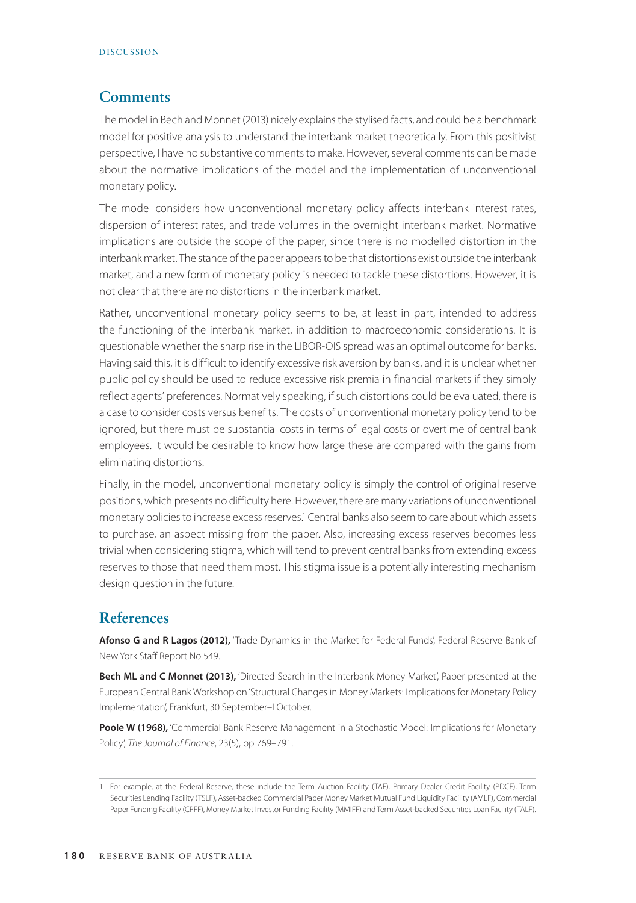## Comments

The model in Bech and Monnet (2013) nicely explains the stylised facts, and could be a benchmark model for positive analysis to understand the interbank market theoretically. From this positivist perspective, I have no substantive comments to make. However, several comments can be made about the normative implications of the model and the implementation of unconventional monetary policy.

The model considers how unconventional monetary policy affects interbank interest rates, dispersion of interest rates, and trade volumes in the overnight interbank market. Normative implications are outside the scope of the paper, since there is no modelled distortion in the interbank market. The stance of the paper appears to be that distortions exist outside the interbank market, and a new form of monetary policy is needed to tackle these distortions. However, it is not clear that there are no distortions in the interbank market.

Rather, unconventional monetary policy seems to be, at least in part, intended to address the functioning of the interbank market, in addition to macroeconomic considerations. It is questionable whether the sharp rise in the LIBOR-OIS spread was an optimal outcome for banks. Having said this, it is difficult to identify excessive risk aversion by banks, and it is unclear whether public policy should be used to reduce excessive risk premia in financial markets if they simply reflect agents' preferences. Normatively speaking, if such distortions could be evaluated, there is a case to consider costs versus benefits. The costs of unconventional monetary policy tend to be ignored, but there must be substantial costs in terms of legal costs or overtime of central bank employees. It would be desirable to know how large these are compared with the gains from eliminating distortions.

Finally, in the model, unconventional monetary policy is simply the control of original reserve positions, which presents no difficulty here. However, there are many variations of unconventional monetary policies to increase excess reserves.[1] Central banks also seem to care about which assets to purchase, an aspect missing from the paper. Also, increasing excess reserves becomes less trivial when considering stigma, which will tend to prevent central banks from extending excess reserves to those that need them most. This stigma issue is a potentially interesting mechanism design question in the future.

## References

**Afonso G and R Lagos (2012),** 'Trade Dynamics in the Market for Federal Funds', Federal Reserve Bank of New York Staff Report No 549.

**Bech ML and C Monnet (2013),** 'Directed Search in the Interbank Money Market', Paper presented at the European Central Bank Workshop on 'Structural Changes in Money Markets: Implications for Monetary Policy Implementation', Frankfurt, 30 September–1 October.

**Poole W (1968),** 'Commercial Bank Reserve Management in a Stochastic Model: Implications for Monetary Policy', *The Journal of Finance*, 23(5), pp 769–791.

---

1 For example, at the Federal Reserve, these include the Term Auction Facility (TAF), Primary Dealer Credit Facility (PDCF), Term Securities Lending Facility (TSLF), Asset-backed Commercial Paper Money Market Mutual Fund Liquidity Facility (AMLF), Commercial Paper Funding Facility (CPFF), Money Market Investor Funding Facility (MMIFF) and Term Asset-backed Securities Loan Facility (TALF).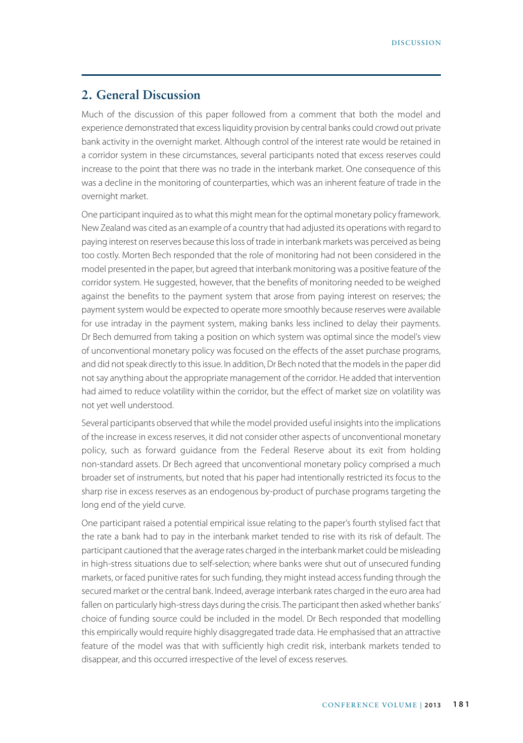## 2. General Discussion

Much of the discussion of this paper followed from a comment that both the model and experience demonstrated that excess liquidity provision by central banks could crowd out private bank activity in the overnight market. Although control of the interest rate would be retained in a corridor system in these circumstances, several participants noted that excess reserves could increase to the point that there was no trade in the interbank market. One consequence of this was a decline in the monitoring of counterparties, which was an inherent feature of trade in the overnight market.

One participant inquired as to what this might mean for the optimal monetary policy framework. New Zealand was cited as an example of a country that had adjusted its operations with regard to paying interest on reserves because this loss of trade in interbank markets was perceived as being too costly. Morten Bech responded that the role of monitoring had not been considered in the model presented in the paper, but agreed that interbank monitoring was a positive feature of the corridor system. He suggested, however, that the benefits of monitoring needed to be weighed against the benefits to the payment system that arose from paying interest on reserves; the payment system would be expected to operate more smoothly because reserves were available for use intraday in the payment system, making banks less inclined to delay their payments. Dr Bech demurred from taking a position on which system was optimal since the model's view of unconventional monetary policy was focused on the effects of the asset purchase programs, and did not speak directly to this issue. In addition, Dr Bech noted that the models in the paper did not say anything about the appropriate management of the corridor. He added that intervention had aimed to reduce volatility within the corridor, but the effect of market size on volatility was not yet well understood.

Several participants observed that while the model provided useful insights into the implications of the increase in excess reserves, it did not consider other aspects of unconventional monetary policy, such as forward guidance from the Federal Reserve about its exit from holding non-standard assets. Dr Bech agreed that unconventional monetary policy comprised a much broader set of instruments, but noted that his paper had intentionally restricted its focus to the sharp rise in excess reserves as an endogenous by-product of purchase programs targeting the long end of the yield curve.

One participant raised a potential empirical issue relating to the paper's fourth stylised fact that the rate a bank had to pay in the interbank market tended to rise with its risk of default. The participant cautioned that the average rates charged in the interbank market could be misleading in high-stress situations due to self-selection; where banks were shut out of unsecured funding markets, or faced punitive rates for such funding, they might instead access funding through the secured market or the central bank. Indeed, average interbank rates charged in the euro area had fallen on particularly high-stress days during the crisis. The participant then asked whether banks' choice of funding source could be included in the model. Dr Bech responded that modelling this empirically would require highly disaggregated trade data. He emphasised that an attractive feature of the model was that with sufficiently high credit risk, interbank markets tended to disappear, and this occurred irrespective of the level of excess reserves.